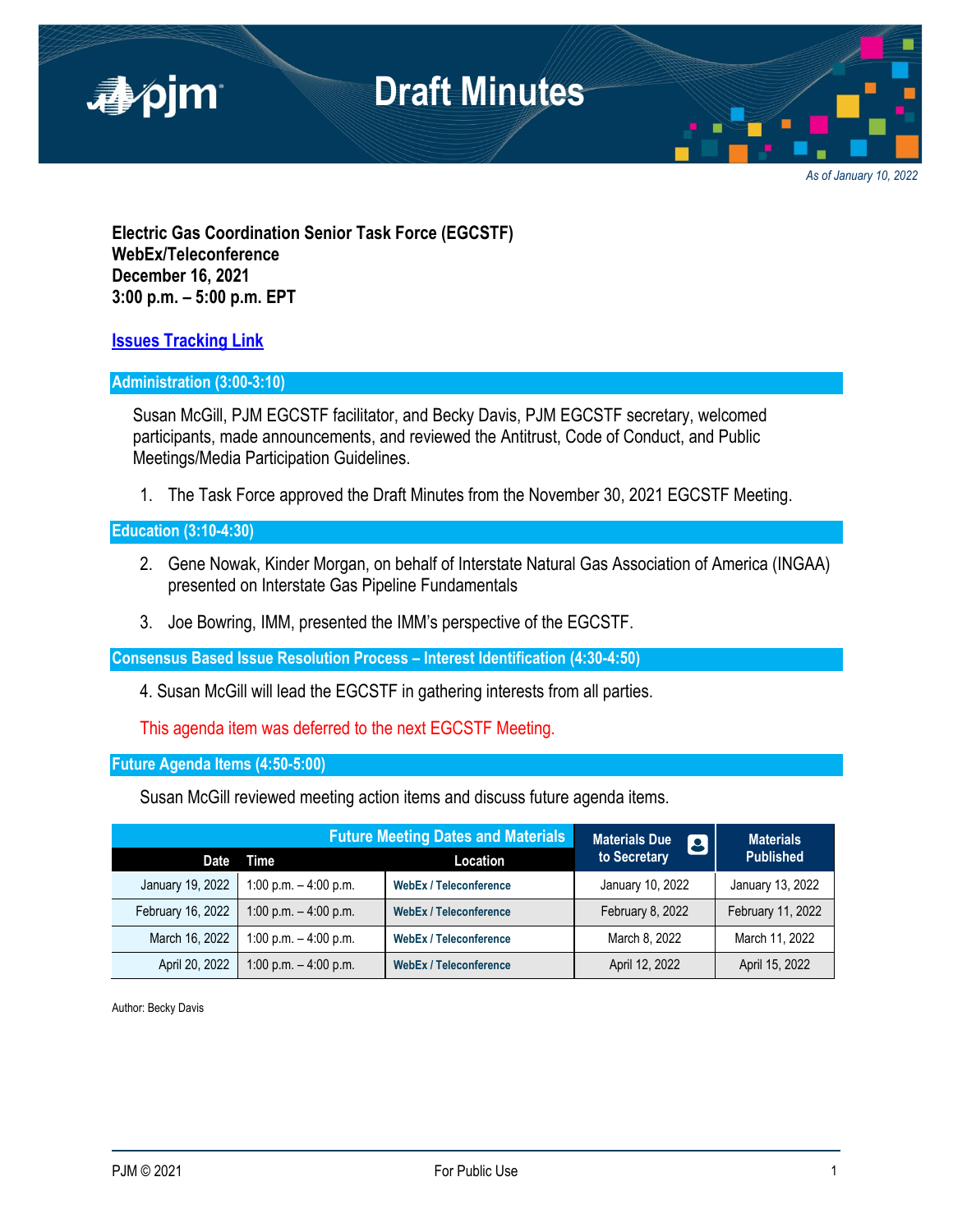# Draft Minutes

*As of January 10, 2022*

**Electric Gas Coordination Senior Task Force (EGCSTF)**
**WebEx/Teleconference**
**December 16, 2022**
**3:00 p.m. – 5:00 p.m. EPT**

**[Issues Tracking Link]**

## Administration (3:00-3:10)

Susan McGill, PJM EGCSTF facilitator, and Becky Davis, PJM EGCSTF secretary, welcomed participants, made announcements, and reviewed the Antitrust, Code of Conduct, and Public Meetings/Media Participation Guidelines.

1. The Task Force approved the Draft Minutes from the November 30, 2021 EGCSTF Meeting.

## Education (3:10-4:30)

2. Gene Nowak, Kinder Morgan, on behalf of Interstate Natural Gas Association of America (INGAA) presented on Interstate Gas Pipeline Fundamentals

3. Joe Bowring, IMM, presented the IMM's perspective of the EGCSTF.

## Consensus Based Issue Resolution Process – Interest Identification (4:30-4:50)

4. Susan McGill will lead the EGCSTF in gathering interests from all parties.

This agenda item was deferred to the next EGCSTF Meeting.

## Future Agenda Items (4:50-5:00)

Susan McGill reviewed meeting action items and discuss future agenda items.

| Future Meeting Dates and Materials | | | Materials Due to Secretary | Materials Published |
|---|---|---|---|---|
| **Date** | **Time** | **Location** | | |
| January 19, 2022 | 1:00 p.m. – 4:00 p.m. | WebEx / Teleconference | January 10, 2022 | January 13, 2022 |
| February 16, 2022 | 1:00 p.m. – 4:00 p.m. | WebEx / Teleconference | February 8, 2022 | February 11, 2022 |
| March 16, 2022 | 1:00 p.m. – 4:00 p.m. | WebEx / Teleconference | March 8, 2022 | March 11, 2022 |
| April 20, 2022 | 1:00 p.m. – 4:00 p.m. | WebEx / Teleconference | April 12, 2022 | April 15, 2022 |

Author: Becky Davis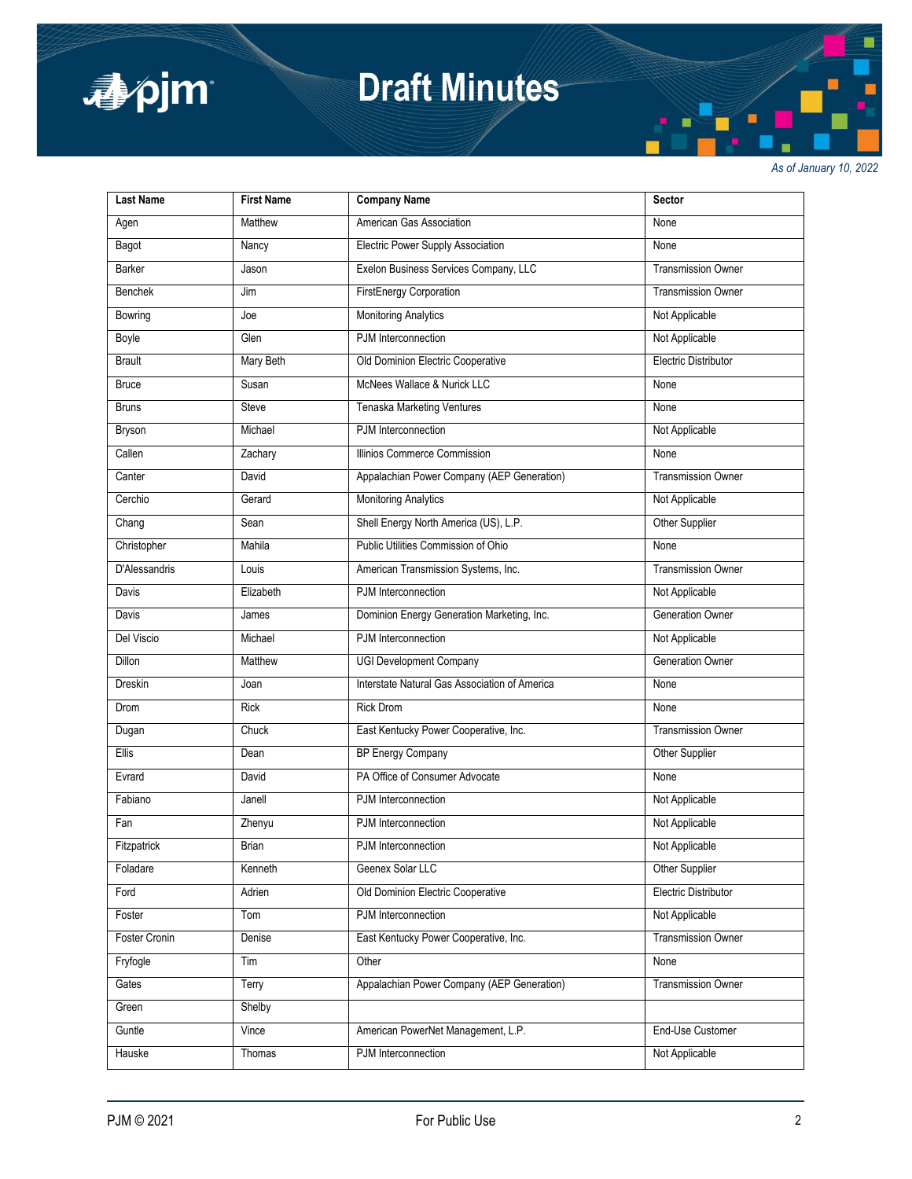*As of January 10, 2022*

| Last Name | First Name | Company Name | Sector |
|---|---|---|---|
| Agen | Matthew | American Gas Association | None |
| Bagot | Nancy | Electric Power Supply Association | None |
| Barker | Jason | Exelon Business Services Company, LLC | Transmission Owner |
| Benchek | Jim | FirstEnergy Corporation | Transmission Owner |
| Bowring | Joe | Monitoring Analytics | Not Applicable |
| Boyle | Glen | PJM Interconnection | Not Applicable |
| Brault | Mary Beth | Old Dominion Electric Cooperative | Electric Distributor |
| Bruce | Susan | McNees Wallace & Nurick LLC | None |
| Bruns | Steve | Tenaska Marketing Ventures | None |
| Bryson | Michael | PJM Interconnection | Not Applicable |
| Callen | Zachary | Illinios Commerce Commission | None |
| Canter | David | Appalachian Power Company (AEP Generation) | Transmission Owner |
| Cerchio | Gerard | Monitoring Analytics | Not Applicable |
| Chang | Sean | Shell Energy North America (US), L.P. | Other Supplier |
| Christopher | Mahila | Public Utilities Commission of Ohio | None |
| D'Alessandris | Louis | American Transmission Systems, Inc. | Transmission Owner |
| Davis | Elizabeth | PJM Interconnection | Not Applicable |
| Davis | James | Dominion Energy Generation Marketing, Inc. | Generation Owner |
| Del Viscio | Michael | PJM Interconnection | Not Applicable |
| Dillon | Matthew | UGI Development Company | Generation Owner |
| Dreskin | Joan | Interstate Natural Gas Association of America | None |
| Drom | Rick | Rick Drom | None |
| Dugan | Chuck | East Kentucky Power Cooperative, Inc. | Transmission Owner |
| Ellis | Dean | BP Energy Company | Other Supplier |
| Evrard | David | PA Office of Consumer Advocate | None |
| Fabiano | Janell | PJM Interconnection | Not Applicable |
| Fan | Zhenyu | PJM Interconnection | Not Applicable |
| Fitzpatrick | Brian | PJM Interconnection | Not Applicable |
| Foladare | Kenneth | Geenex Solar LLC | Other Supplier |
| Ford | Adrien | Old Dominion Electric Cooperative | Electric Distributor |
| Foster | Tom | PJM Interconnection | Not Applicable |
| Foster Cronin | Denise | East Kentucky Power Cooperative, Inc. | Transmission Owner |
| Fryfogle | Tim | Other | None |
| Gates | Terry | Appalachian Power Company (AEP Generation) | Transmission Owner |
| Green | Shelby | | |
| Guntle | Vince | American PowerNet Management, L.P. | End-Use Customer |
| Hauske | Thomas | PJM Interconnection | Not Applicable |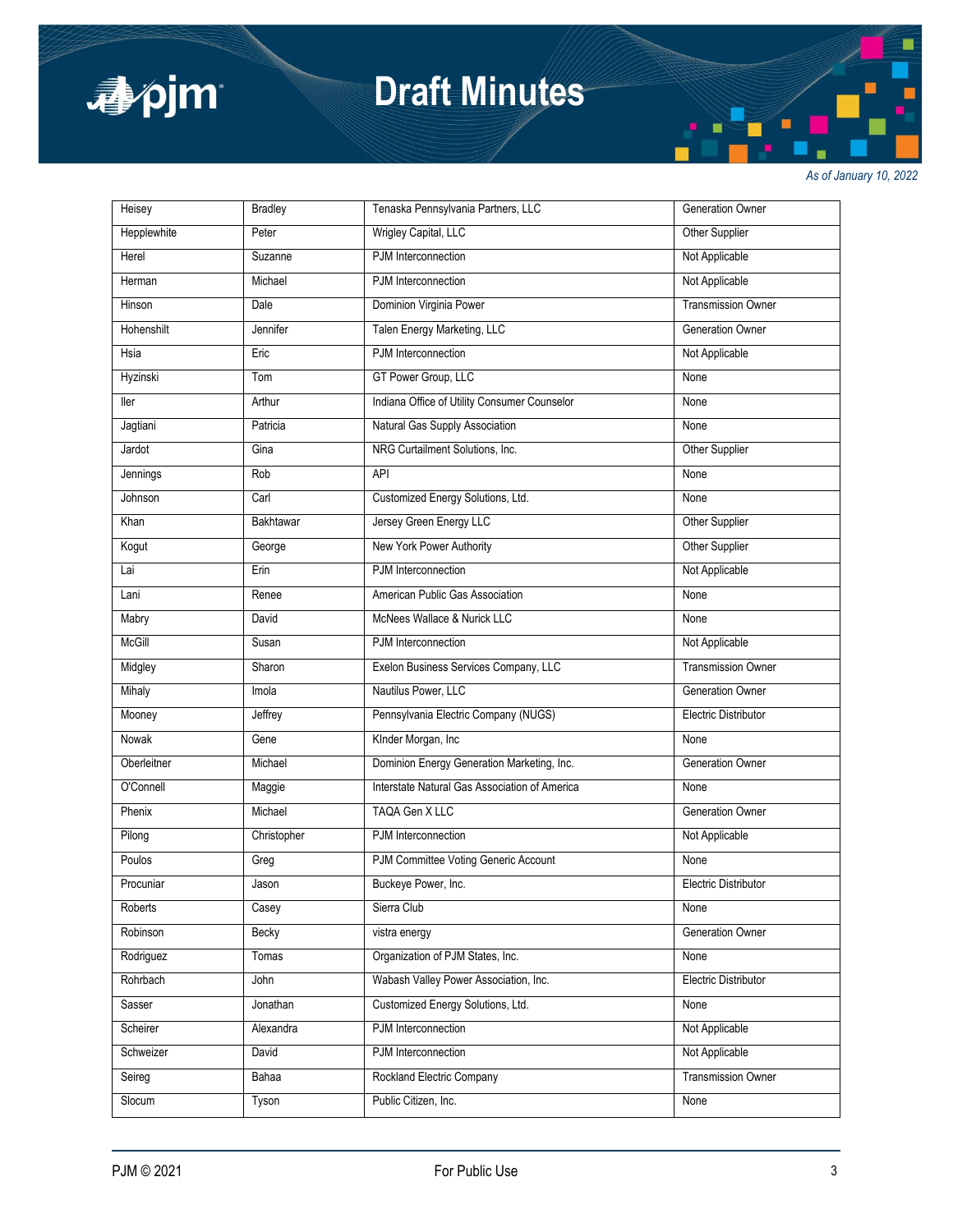| Heisey | Bradley | Tenaska Pennsylvania Partners, LLC | Generation Owner |
|---|---|---|---|
| Hepplewhite | Peter | Wrigley Capital, LLC | Other Supplier |
| Herel | Suzanne | PJM Interconnection | Not Applicable |
| Herman | Michael | PJM Interconnection | Not Applicable |
| Hinson | Dale | Dominion Virginia Power | Transmission Owner |
| Hohenshilt | Jennifer | Talen Energy Marketing, LLC | Generation Owner |
| Hsia | Eric | PJM Interconnection | Not Applicable |
| Hyzinski | Tom | GT Power Group, LLC | None |
| Iler | Arthur | Indiana Office of Utility Consumer Counselor | None |
| Jagtiani | Patricia | Natural Gas Supply Association | None |
| Jardot | Gina | NRG Curtailment Solutions, Inc. | Other Supplier |
| Jennings | Rob | API | None |
| Johnson | Carl | Customized Energy Solutions, Ltd. | None |
| Khan | Bakhtawar | Jersey Green Energy LLC | Other Supplier |
| Kogut | George | New York Power Authority | Other Supplier |
| Lai | Erin | PJM Interconnection | Not Applicable |
| Lani | Renee | American Public Gas Association | None |
| Mabry | David | McNees Wallace & Nurick LLC | None |
| McGill | Susan | PJM Interconnection | Not Applicable |
| Midgley | Sharon | Exelon Business Services Company, LLC | Transmission Owner |
| Mihaly | Imola | Nautilus Power, LLC | Generation Owner |
| Mooney | Jeffrey | Pennsylvania Electric Company (NUGS) | Electric Distributor |
| Nowak | Gene | KInder Morgan, Inc | None |
| Oberleitner | Michael | Dominion Energy Generation Marketing, Inc. | Generation Owner |
| O'Connell | Maggie | Interstate Natural Gas Association of America | None |
| Phenix | Michael | TAQA Gen X LLC | Generation Owner |
| Pilong | Christopher | PJM Interconnection | Not Applicable |
| Poulos | Greg | PJM Committee Voting Generic Account | None |
| Procuniar | Jason | Buckeye Power, Inc. | Electric Distributor |
| Roberts | Casey | Sierra Club | None |
| Robinson | Becky | vistra energy | Generation Owner |
| Rodriguez | Tomas | Organization of PJM States, Inc. | None |
| Rohrbach | John | Wabash Valley Power Association, Inc. | Electric Distributor |
| Sasser | Jonathan | Customized Energy Solutions, Ltd. | None |
| Scheirer | Alexandra | PJM Interconnection | Not Applicable |
| Schweizer | David | PJM Interconnection | Not Applicable |
| Seireg | Bahaa | Rockland Electric Company | Transmission Owner |
| Slocum | Tyson | Public Citizen, Inc. | None |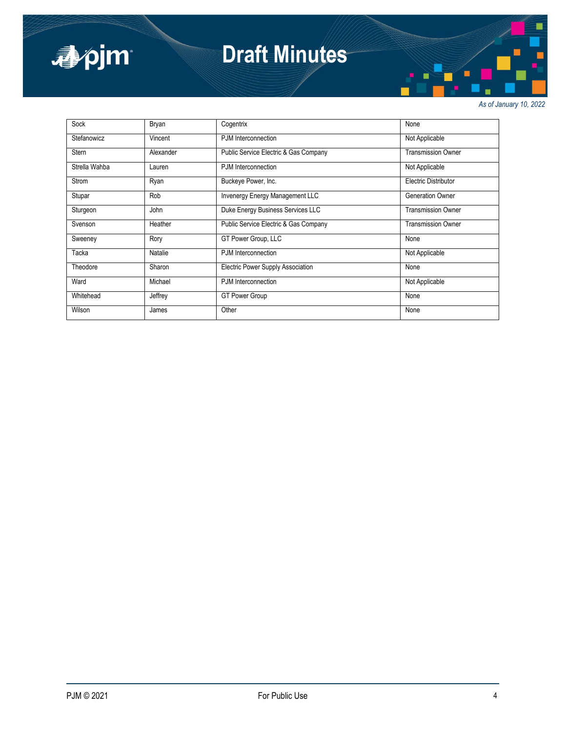| | | | |
|---|---|---|---|
| Sock | Bryan | Cogentrix | None |
| Stefanowicz | Vincent | PJM Interconnection | Not Applicable |
| Stern | Alexander | Public Service Electric & Gas Company | Transmission Owner |
| Strella Wahba | Lauren | PJM Interconnection | Not Applicable |
| Strom | Ryan | Buckeye Power, Inc. | Electric Distributor |
| Stupar | Rob | Invenergy Energy Management LLC | Generation Owner |
| Sturgeon | John | Duke Energy Business Services LLC | Transmission Owner |
| Svenson | Heather | Public Service Electric & Gas Company | Transmission Owner |
| Sweeney | Rory | GT Power Group, LLC | None |
| Tacka | Natalie | PJM Interconnection | Not Applicable |
| Theodore | Sharon | Electric Power Supply Association | None |
| Ward | Michael | PJM Interconnection | Not Applicable |
| Whitehead | Jeffrey | GT Power Group | None |
| Wilson | James | Other | None |